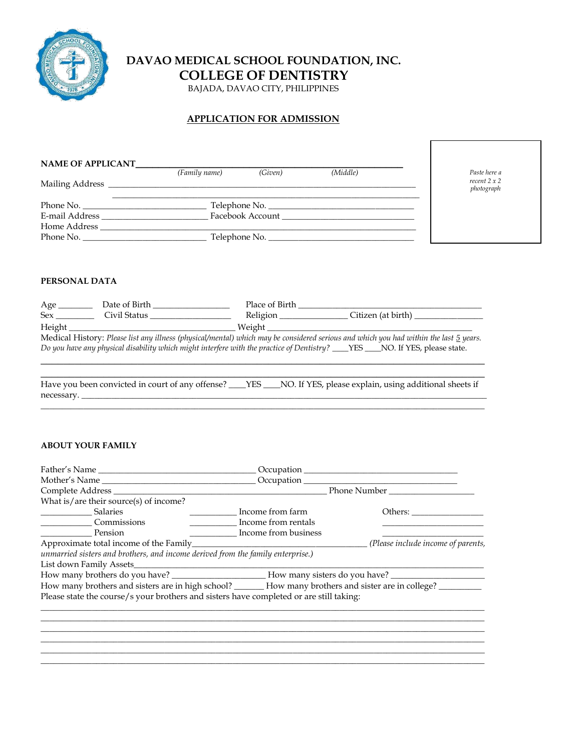# DAVAO MEDICAL SCHOOL FOUNDATION, INC.

## COLLEGE OF DENTISTRY

BAJADA, DAVAO CITY, PHILIPPINES

### APPLICATION FOR ADMISSION

*Paste here a recent 2 x 2 photograph*

**NAME OF APPLICANT**______________________________________________

*(Family name)* *(Given)* *(Middle)*

Mailing Address ______________________________________________
______________________________________________

Phone No. ____________________ Telephone No. ____________________

E-mail Address ____________________ Facebook Account ____________________

Home Address ______________________________________________

Phone No. ____________________ Telephone No. ____________________

**PERSONAL DATA**

Age _______ Date of Birth ______________ Place of Birth ______________________

Sex _______ Civil Status ______________ Religion ______________ Citizen (at birth) ______________

Height ______________________ Weight ______________________

Medical History: *Please list any illness (physical/mental) which may be considered serious and which you had within the last* *5* *years. Do you have any physical disability which might interfere with the practice of Dentistry?* ____YES ____NO. If YES, please state.

______________________________________________
______________________________________________

Have you been convicted in court of any offense? ____YES ____NO. If YES, please explain, using additional sheets if necessary. ______________________________________________
______________________________________________

**ABOUT YOUR FAMILY**

Father's Name ______________________ Occupation ______________________

Mother's Name ______________________ Occupation ______________________

Complete Address ______________________ Phone Number ______________

What is/are their source(s) of income?

__________ Salaries __________ Income from farm Others: ______________

__________ Commissions __________ Income from rentals ______________

__________ Pension __________ Income from business ______________

Approximate total income of the Family______________________ *(Please include income of parents, unmarried sisters and brothers, and income derived from the family enterprise.)*

List down Family Assets______________________________________________

How many brothers do you have? ______________ How many sisters do you have? ______________

How many brothers and sisters are in high school? _______ How many brothers and sister are in college? _________

Please state the course/s your brothers and sisters have completed or are still taking:

______________________________________________
______________________________________________
______________________________________________
______________________________________________
______________________________________________
______________________________________________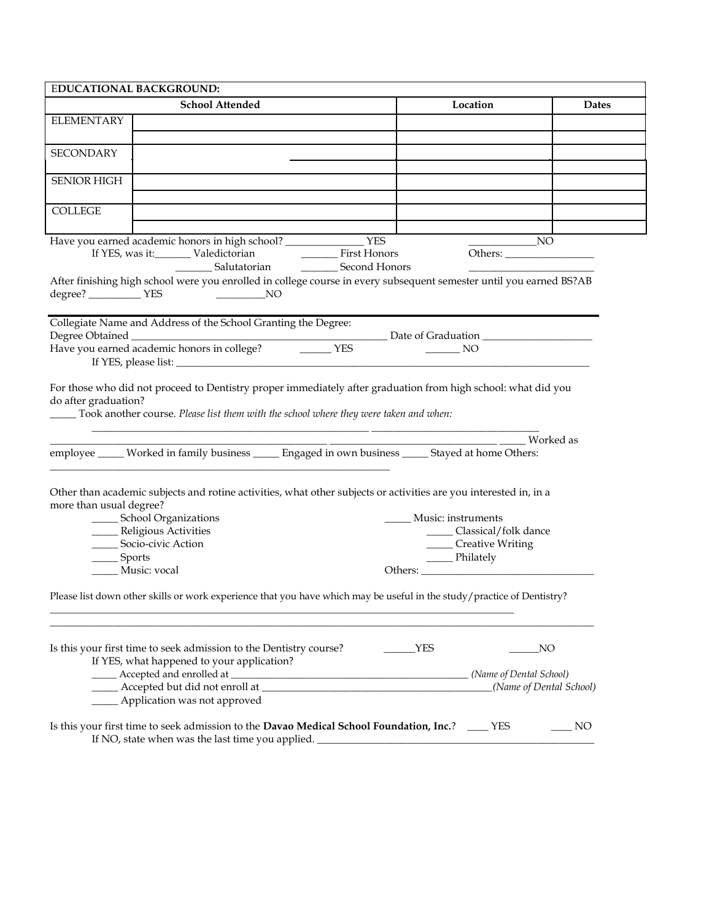| EDUCATIONAL BACKGROUND: | | | |
|---|---|---|---|
| | **School Attended** | **Location** | **Dates** |
| ELEMENTARY | | | |
| | | | |
| SECONDARY | | | |
| | | | |
| SENIOR HIGH | | | |
| | | | |
| COLLEGE | | | |
| | | | |

Have you earned academic honors in high school? _______________ YES _____________NO

If YES, was it:_______ Valedictorian _______ First Honors Others: _________________

_______ Salutatorian _______ Second Honors ________________________

After finishing high school were you enrolled in college course in every subsequent semester until you earned BS?AB degree? __________ YES _________NO

---

Collegiate Name and Address of the School Granting the Degree:

Degree Obtained __________________________________________________ Date of Graduation _____________________

Have you earned academic honors in college? ______ YES _______ NO

If YES, please list: ________________________________________________________________________________

For those who did not proceed to Dentistry proper immediately after graduation from high school: what did you do after graduation?

_____ Took another course. *Please list them with the school where they were taken and when:*

_____________________________________________________ _________________________________

___________________________________________________ ________________________________ _____ Worked as employee _____ Worked in family business _____ Engaged in own business _____ Stayed at home Others: ___________________________________________________________________

Other than academic subjects and rotine activities, what other subjects or activities are you interested in, in a more than usual degree?

_____ School Organizations

_____ Religious Activities

_____ Socio-civic Action

_____ Sports

_____ Music: vocal

_____ Music: instruments

_____ Classical/folk dance

_____ Creative Writing

_____ Philately

Others: _________________________________

Please list down other skills or work experience that you have which may be useful in the study/practice of Dentistry?

_____________________________________________________________________________________________

__________________________________________________________________________________________________

Is this your first time to seek admission to the Dentistry course? ______YES ______NO

If YES, what happened to your application?

_____ Accepted and enrolled at _____________________________________________ *(Name of Dental School)*

_____ Accepted but did not enroll at ____________________________________________*(Name of Dental School)*

_____ Application was not approved

Is this your first time to seek admission to the **Davao Medical School Foundation, Inc.**? ____ YES ____ NO

If NO, state when was the last time you applied. ________________________________________________________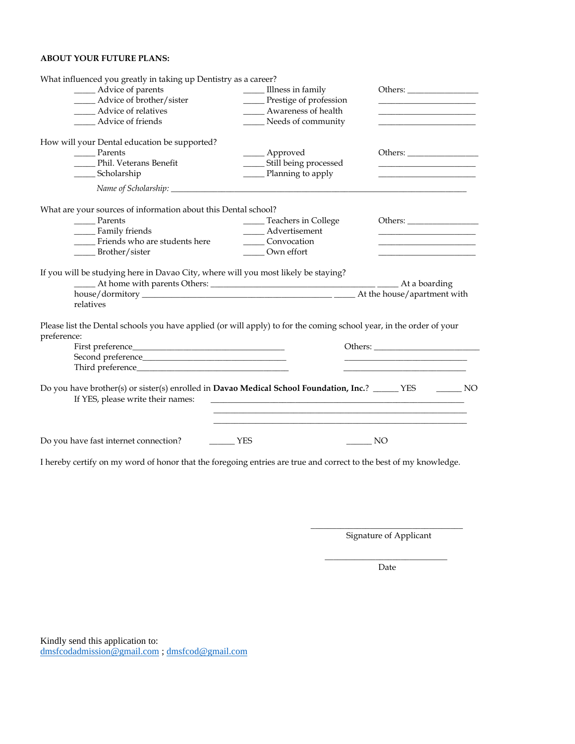**ABOUT YOUR FUTURE PLANS:**

What influenced you greatly in taking up Dentistry as a career?

_____ Advice of parents
_____ Advice of brother/sister
_____ Advice of relatives
_____ Advice of friends

_____ Illness in family
_____ Prestige of profession
_____ Awareness of health
_____ Needs of community

Others: ________________
______________________
______________________
______________________

How will your Dental education be supported?

_____ Parents
_____ Phil. Veterans Benefit
_____ Scholarship

_____ Approved
_____ Still being processed
_____ Planning to apply

Others: ________________
______________________
______________________

*Name of Scholarship:* ______________________________________________________________________

What are your sources of information about this Dental school?

_____ Parents
_____ Family friends
_____ Friends who are students here
_____ Brother/sister

_____ Teachers in College
_____ Advertisement
_____ Convocation
_____ Own effort

Others: ________________
______________________
______________________
______________________

If you will be studying here in Davao City, where will you most likely be staying?

_____ At home with parents Others: _______________________________________ _____ At a boarding house/dormitory _____________________________________________ _____ At the house/apartment with relatives

Please list the Dental schools you have applied (or will apply) to for the coming school year, in the order of your preference:

First preference___________________________________
Second preference_________________________________
Third preference___________________________________

Others: ________________________
____________________________
____________________________

Do you have brother(s) or sister(s) enrolled in **Davao Medical School Foundation, Inc.**? ______ YES ______ NO

If YES, please write their names: ____________________________________________________________
____________________________________________________________
____________________________________________________________

Do you have fast internet connection? ______ YES ______ NO

I hereby certify on my word of honor that the foregoing entries are true and correct to the best of my knowledge.

____________________________________
Signature of Applicant

_____________________________
Date

Kindly send this application to:
dmsfcodadmission@gmail.com ; dmsfcod@gmail.com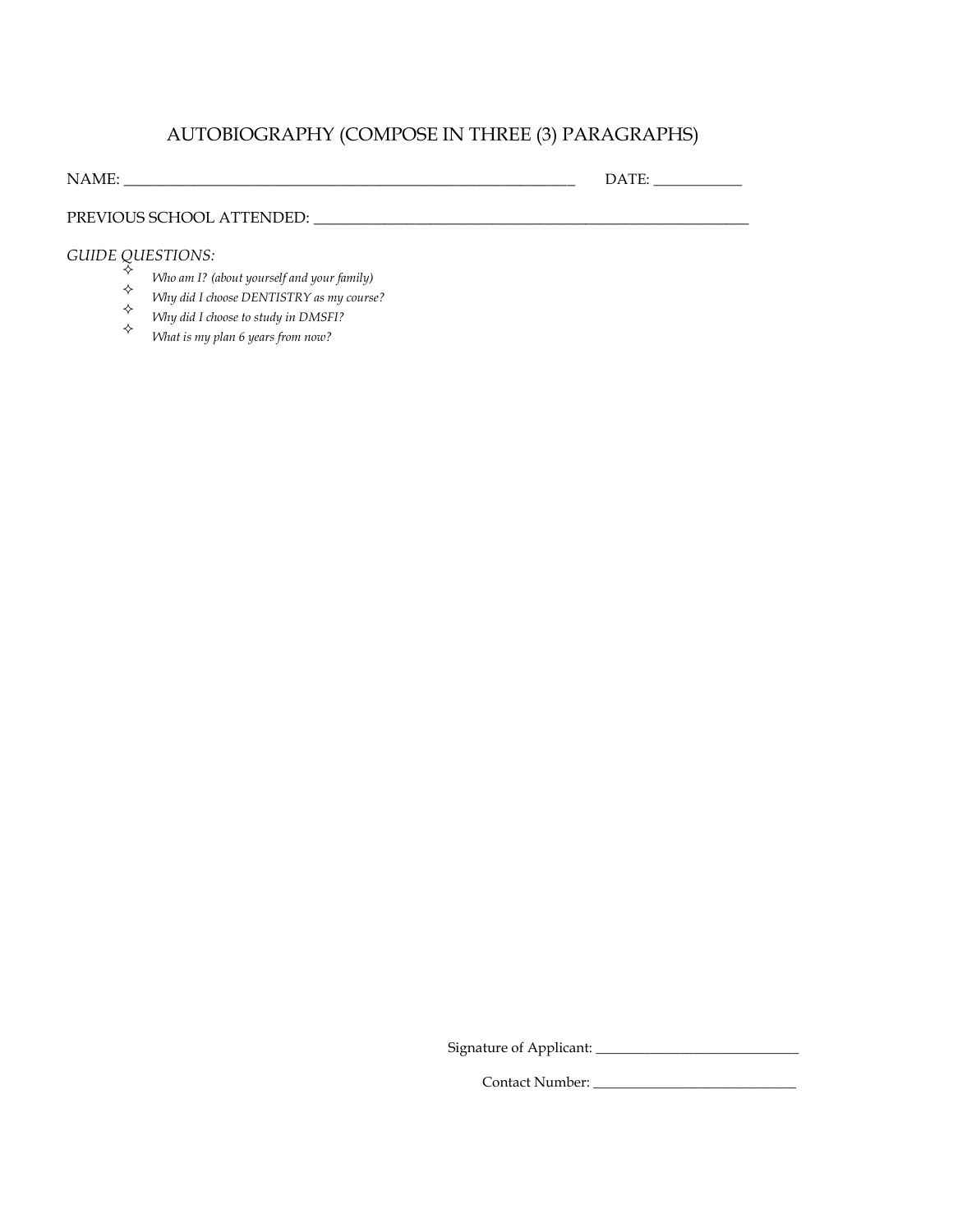# AUTOBIOGRAPHY (COMPOSE IN THREE (3) PARAGRAPHS)

NAME: ___________________________________________________________ DATE: ____________

PREVIOUS SCHOOL ATTENDED: ___________________________________________________________

*GUIDE QUESTIONS:*

- ✧ *Who am I? (about yourself and your family)*
- ✧ *Why did I choose DENTISTRY as my course?*
- ✧ *Why did I choose to study in DMSFI?*
- ✧ *What is my plan 6 years from now?*

Signature of Applicant: ____________________________

Contact Number: ____________________________